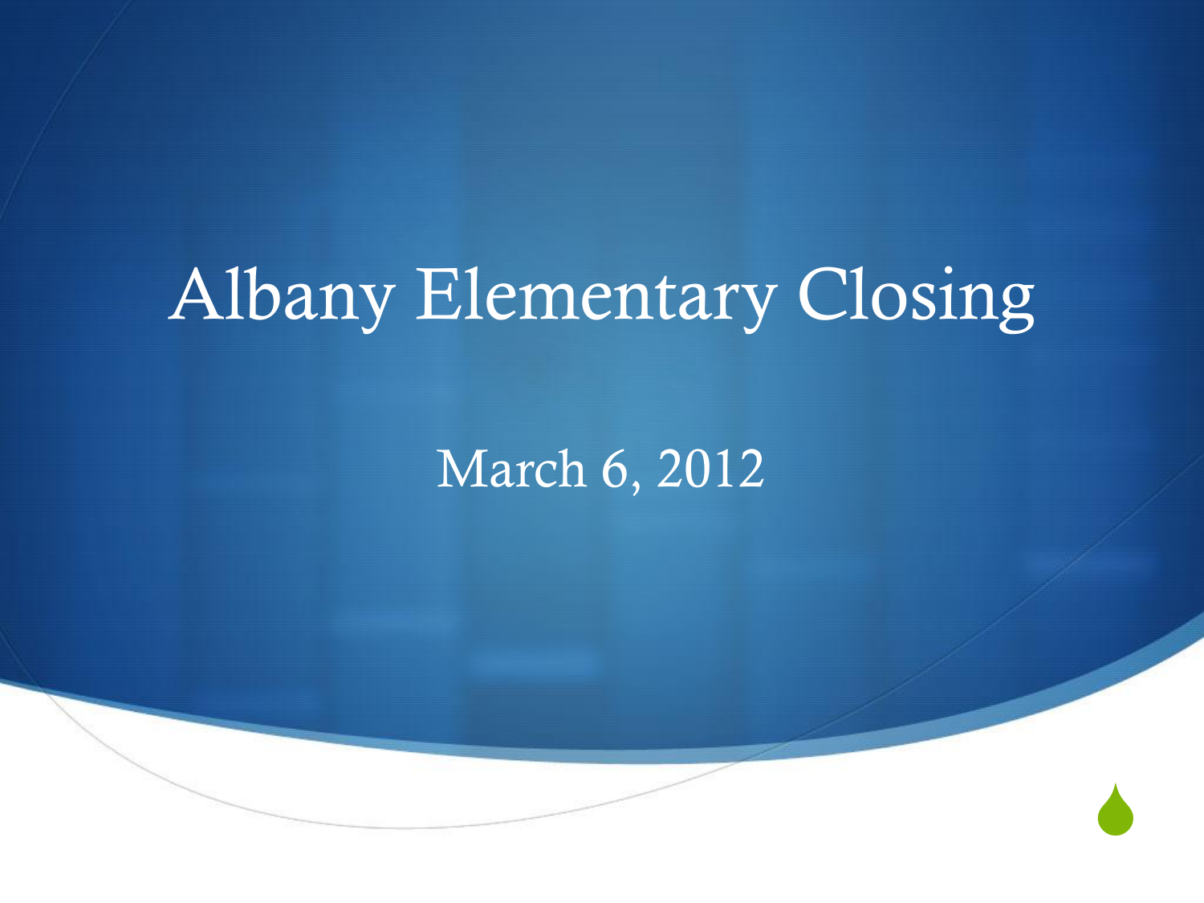# Albany Elementary Closing

March 6, 2012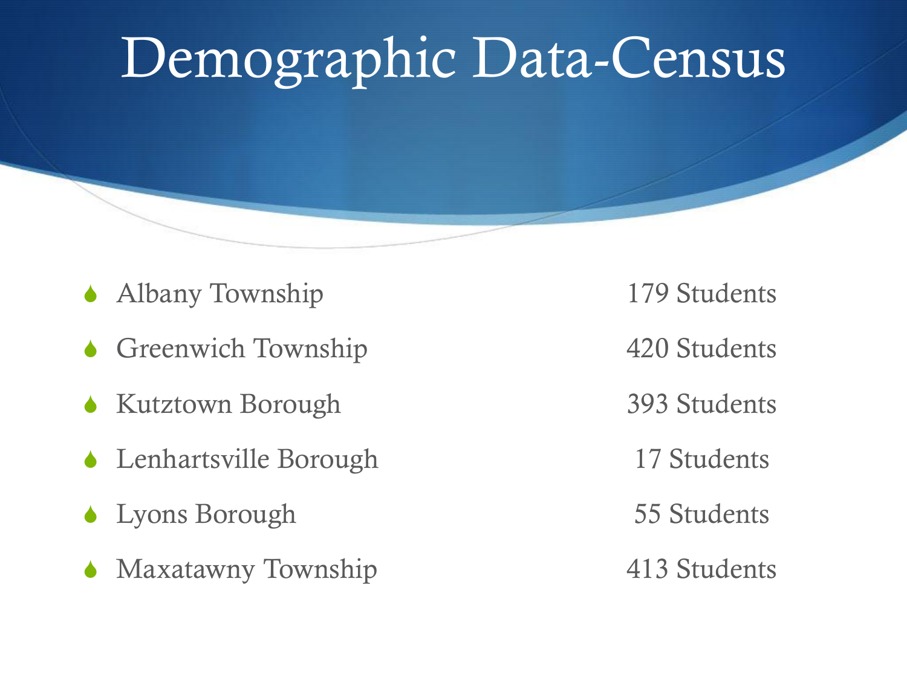# Demographic Data-Census

- Albany Township 179 Students
- Greenwich Township 420 Students
- Kutztown Borough 393 Students
- Lenhartsville Borough 17 Students
- Lyons Borough 55 Students
- Maxatawny Township 413 Students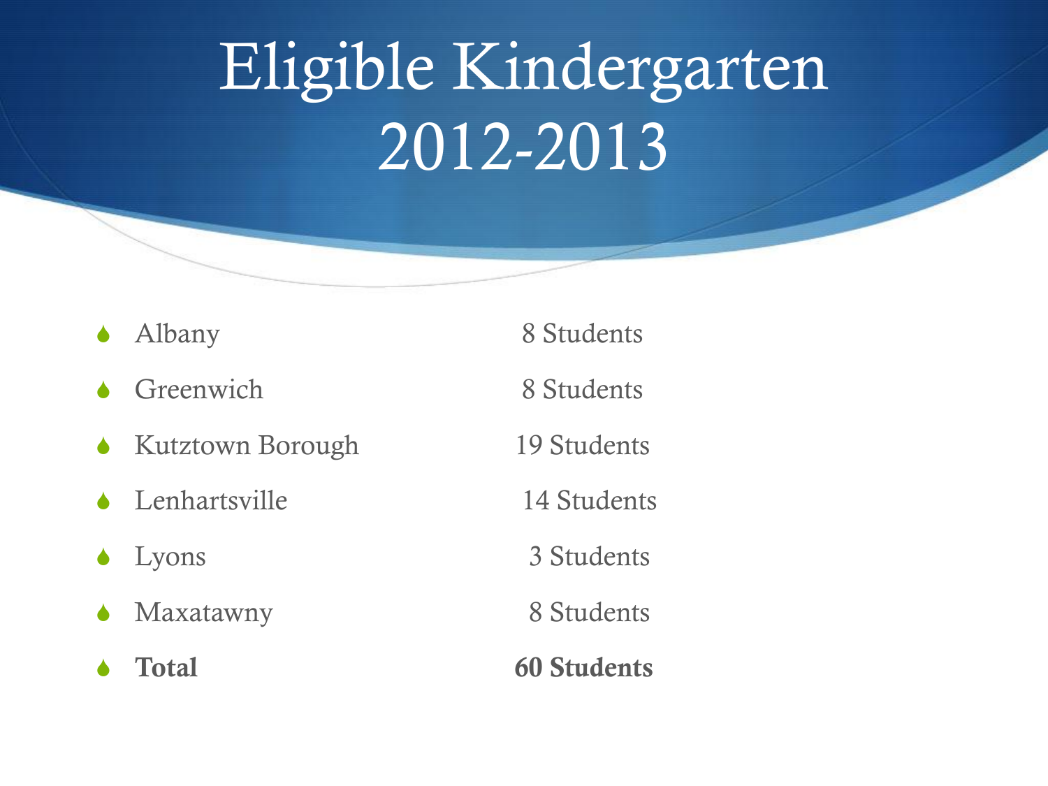# Eligible Kindergarten 2012-2013

- Albany 8 Students
- Greenwich 8 Students
- Kutztown Borough 19 Students
- Lenhartsville 14 Students
- Lyons 3 Students
- Maxatawny 8 Students
- **Total 60 Students**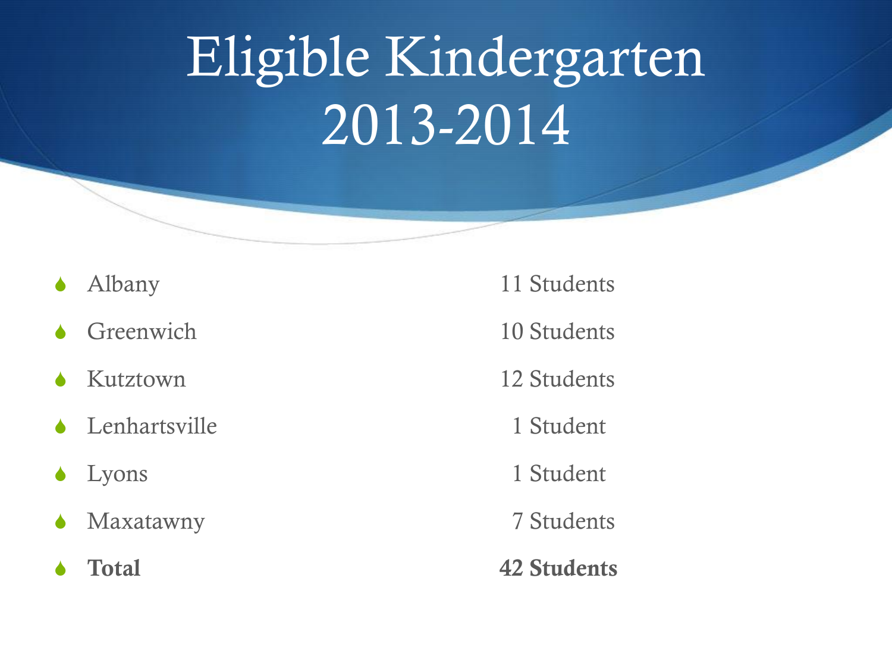# Eligible Kindergarten 2013-2014

| | |
|---|---|
| Albany | 11 Students |
| Greenwich | 10 Students |
| Kutztown | 12 Students |
| Lenhartsville | 1 Student |
| Lyons | 1 Student |
| Maxatawny | 7 Students |
| **Total** | **42 Students** |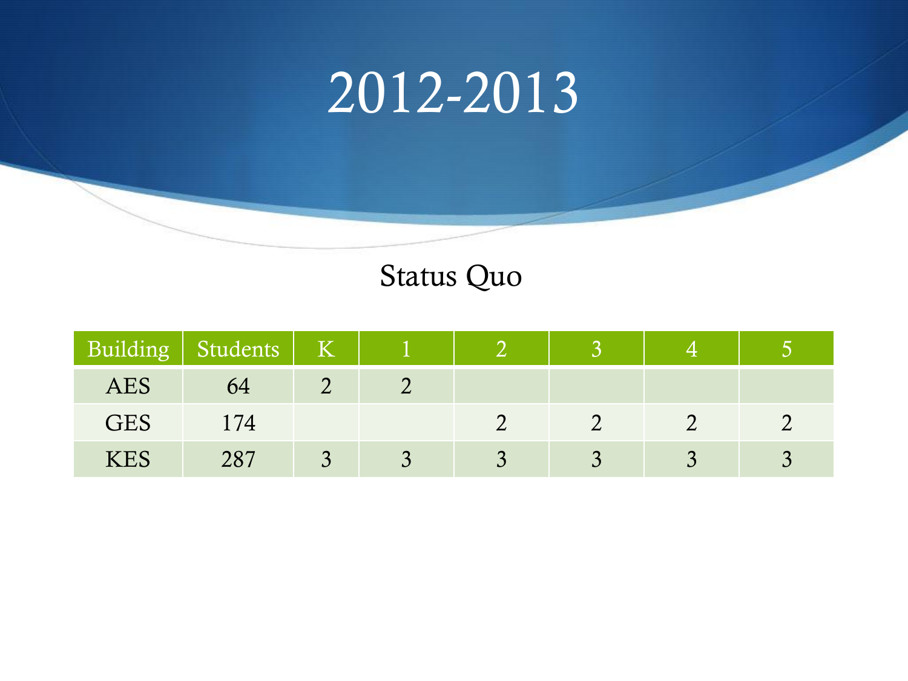# 2012-2013

## Status Quo

| Building | Students | K | 1 | 2 | 3 | 4 | 5 |
|---|---|---|---|---|---|---|---|
| AES | 64 | 2 | 2 | | | | |
| GES | 174 | | | 2 | 2 | 2 | 2 |
| KES | 287 | 3 | 3 | 3 | 3 | 3 | 3 |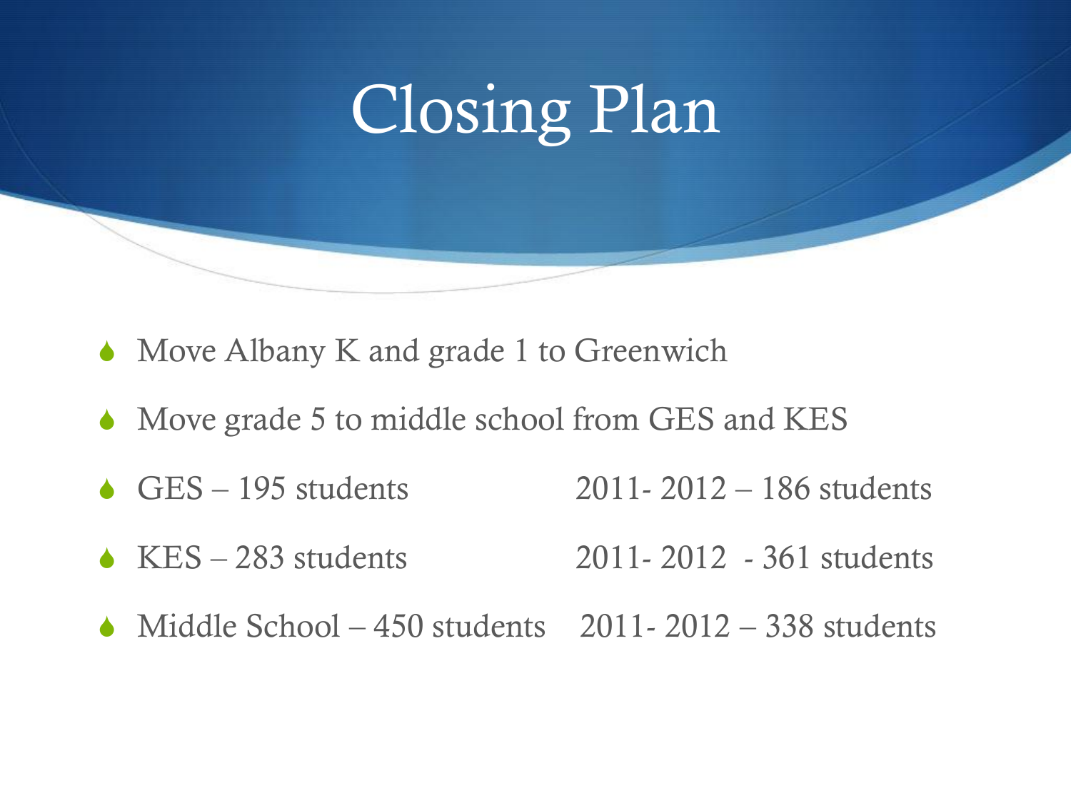# Closing Plan

- Move Albany K and grade 1 to Greenwich
- Move grade 5 to middle school from GES and KES
- GES – 195 students 2011- 2012 – 186 students
- KES – 283 students 2011- 2012 - 361 students
- Middle School – 450 students 2011- 2012 – 338 students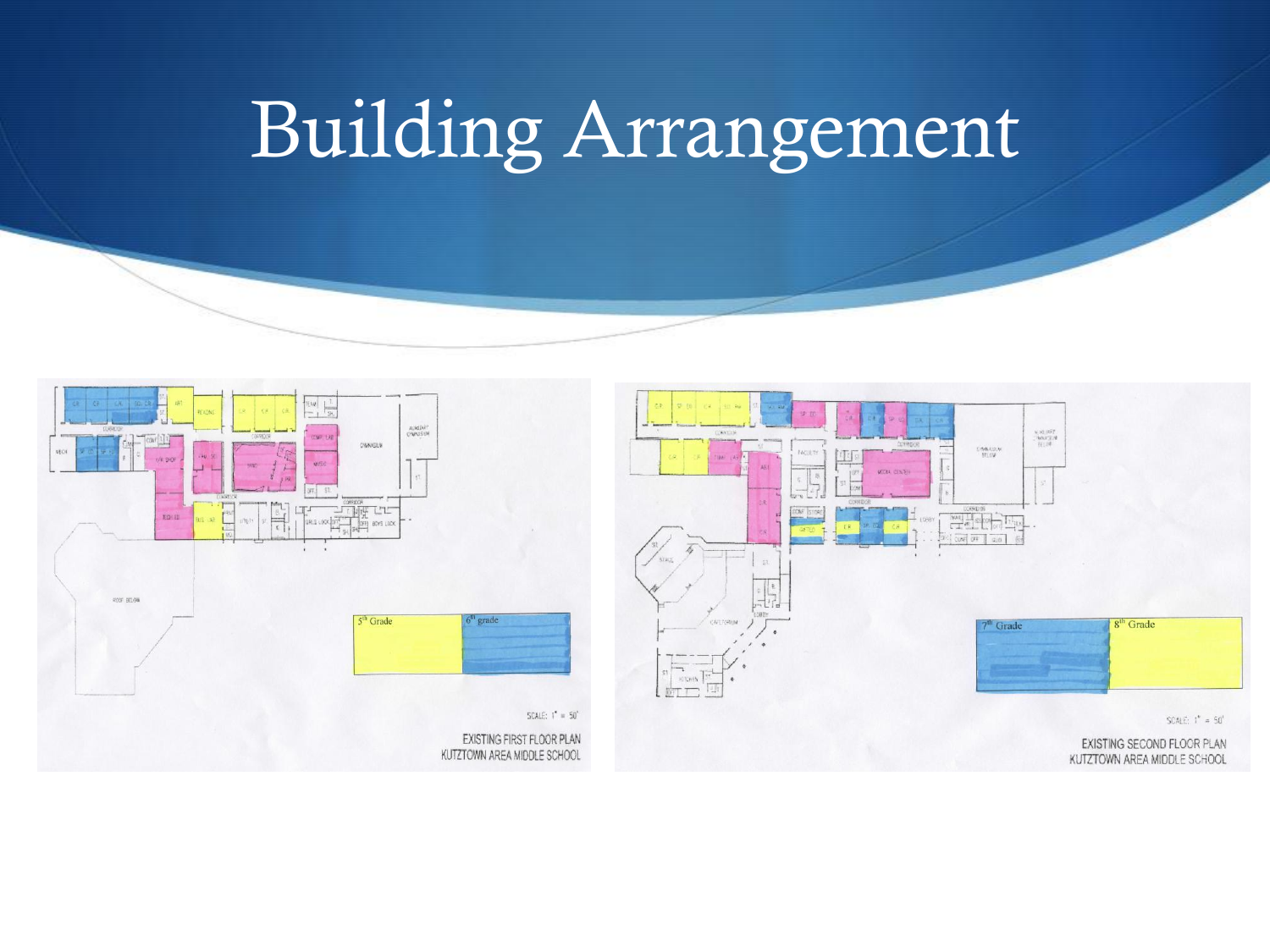# Building Arrangement

5th Grade | 6th grade

SCALE: 1" = 50'

EXISTING FIRST FLOOR PLAN
KUTZTOWN AREA MIDDLE SCHOOL

7th Grade | 8th Grade

SCALE: 1" = 50'

EXISTING SECOND FLOOR PLAN
KUTZTOWN AREA MIDDLE SCHOOL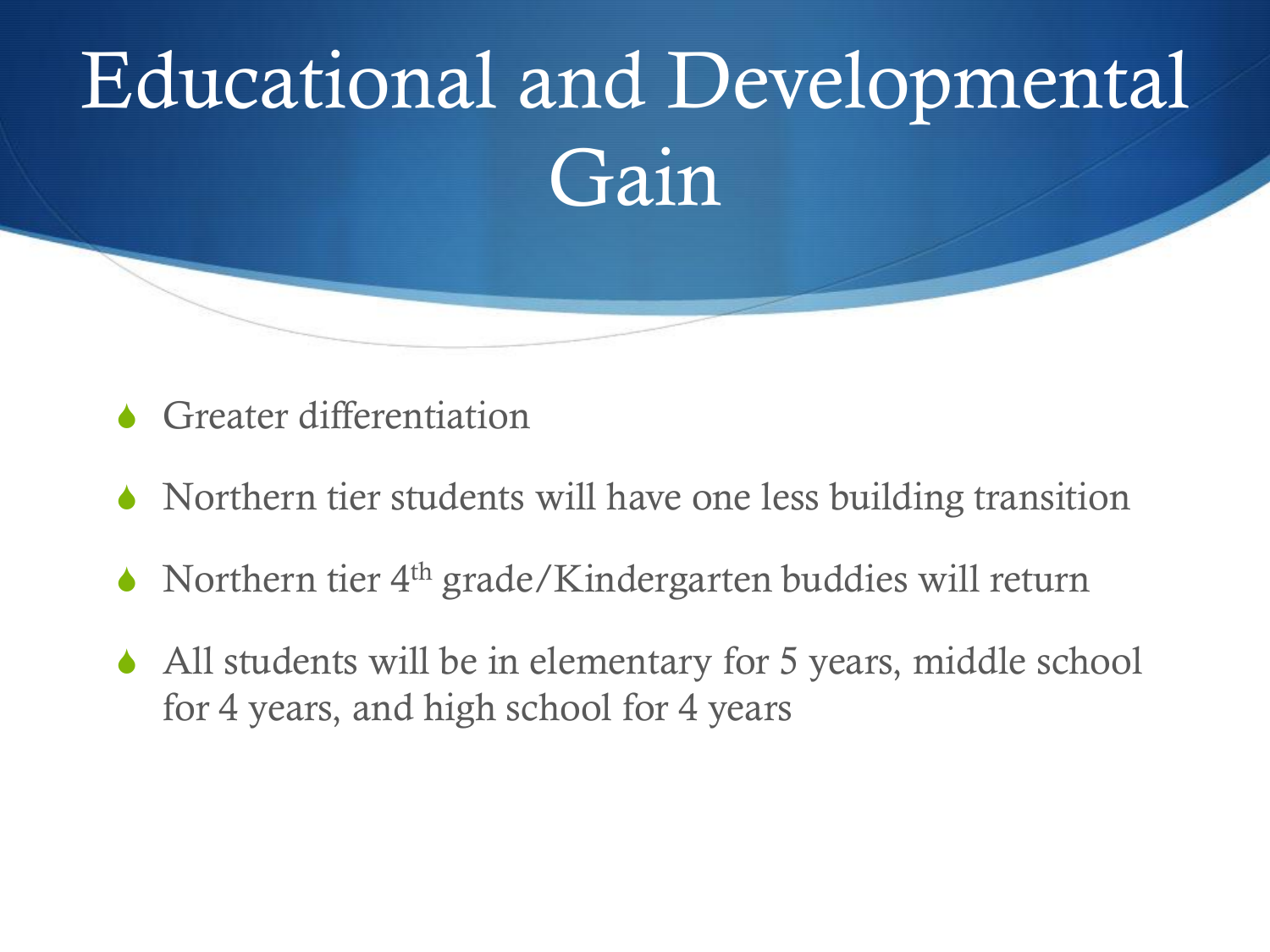# Educational and Developmental Gain

- Greater differentiation
- Northern tier students will have one less building transition
- Northern tier 4th grade/Kindergarten buddies will return
- All students will be in elementary for 5 years, middle school for 4 years, and high school for 4 years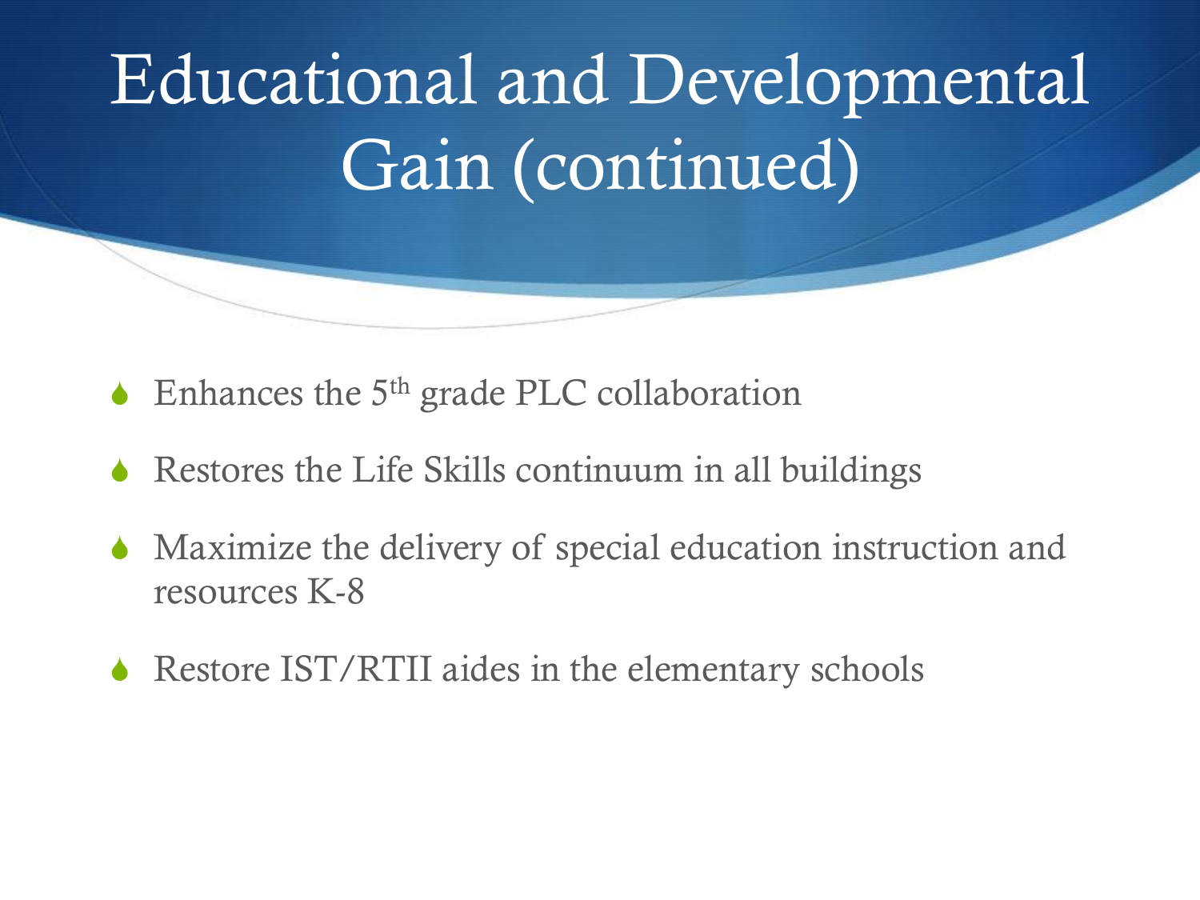# Educational and Developmental Gain (continued)

- Enhances the 5th grade PLC collaboration
- Restores the Life Skills continuum in all buildings
- Maximize the delivery of special education instruction and resources K-8
- Restore IST/RTII aides in the elementary schools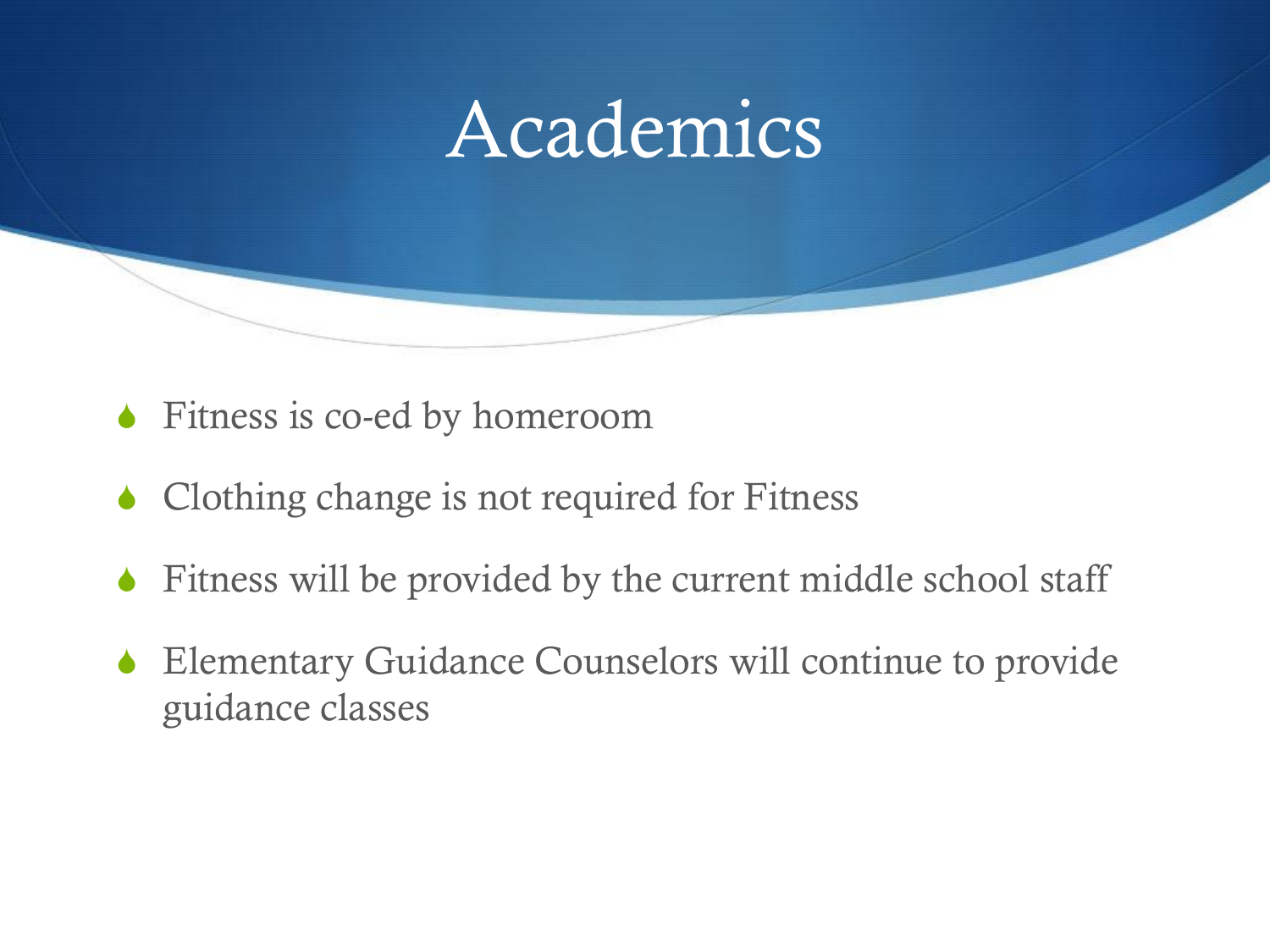# Academics

- Fitness is co-ed by homeroom
- Clothing change is not required for Fitness
- Fitness will be provided by the current middle school staff
- Elementary Guidance Counselors will continue to provide guidance classes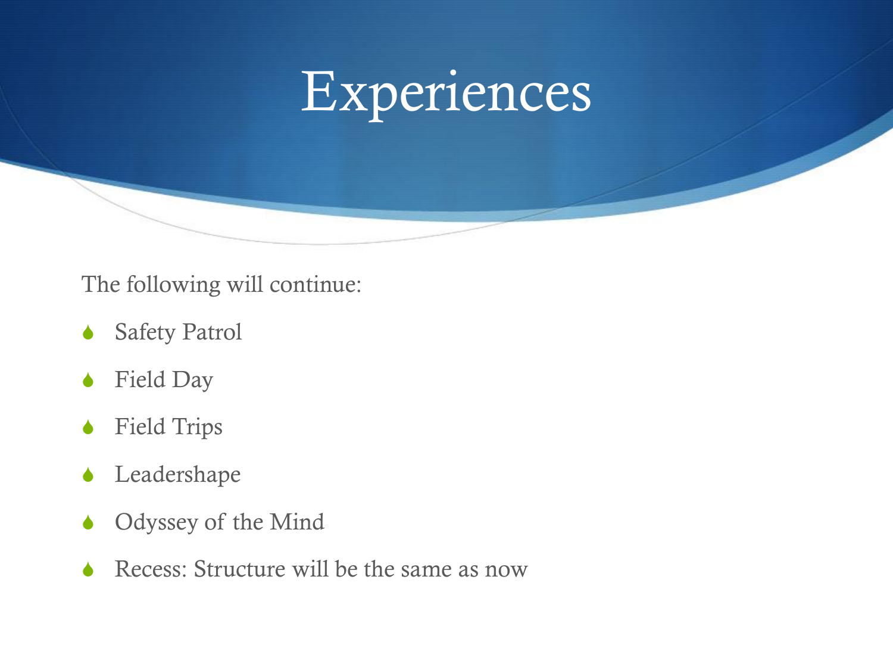# Experiences

The following will continue:

- Safety Patrol
- Field Day
- Field Trips
- Leadershape
- Odyssey of the Mind
- Recess: Structure will be the same as now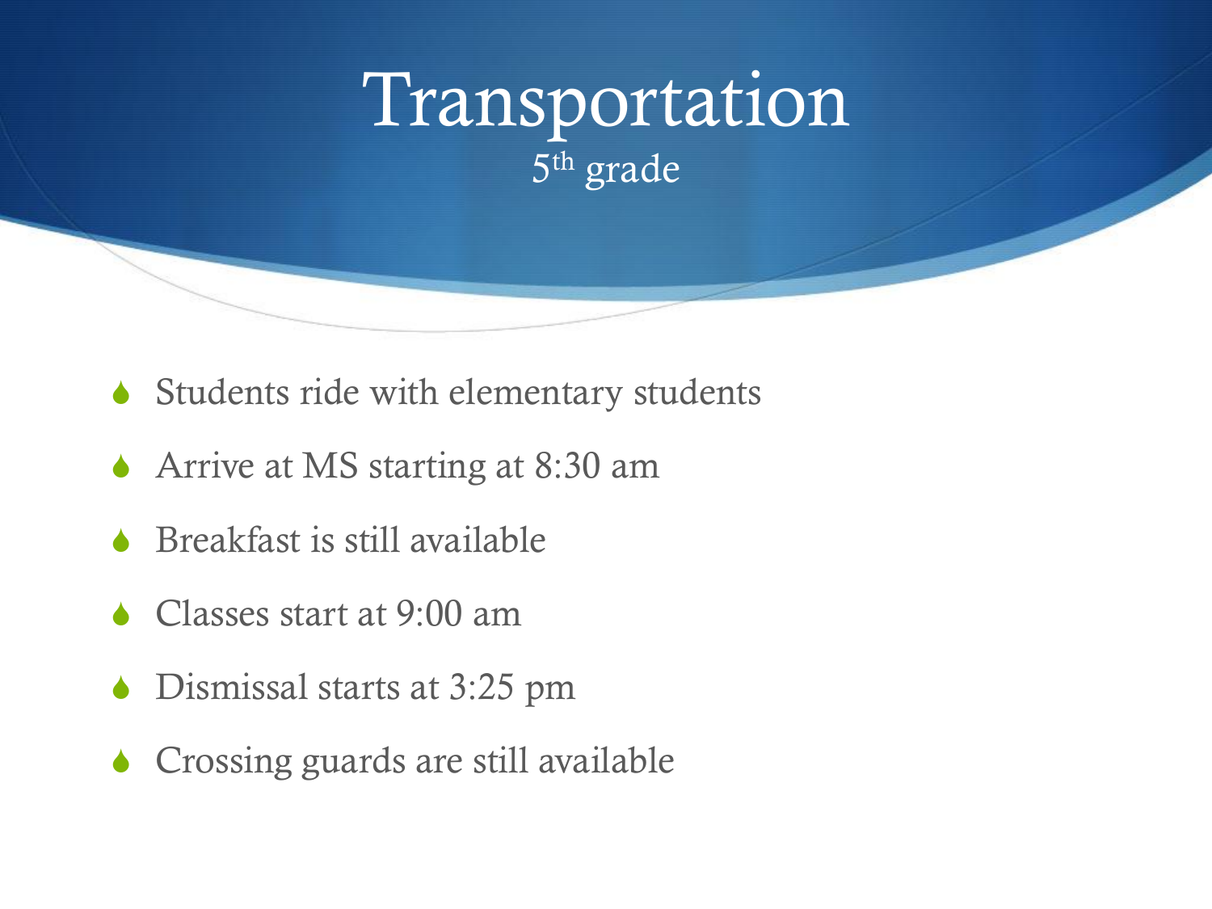# Transportation

5th grade

- Students ride with elementary students
- Arrive at MS starting at 8:30 am
- Breakfast is still available
- Classes start at 9:00 am
- Dismissal starts at 3:25 pm
- Crossing guards are still available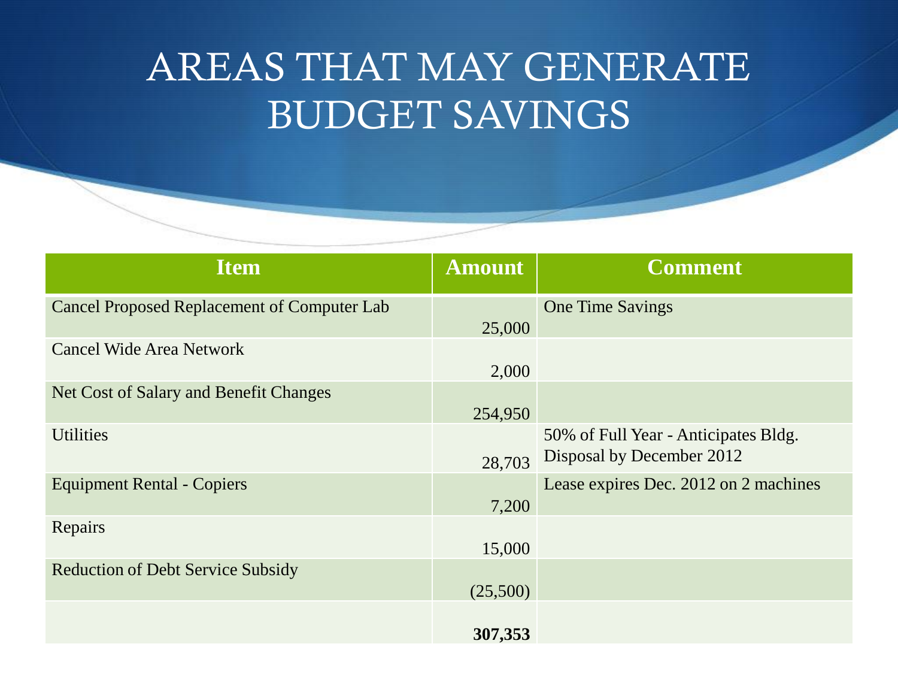# AREAS THAT MAY GENERATE BUDGET SAVINGS

| Item | Amount | Comment |
|---|---|---|
| Cancel Proposed Replacement of Computer Lab | 25,000 | One Time Savings |
| Cancel Wide Area Network | 2,000 | |
| Net Cost of Salary and Benefit Changes | 254,950 | |
| Utilities | 28,703 | 50% of Full Year - Anticipates Bldg. Disposal by December 2012 |
| Equipment Rental - Copiers | 7,200 | Lease expires Dec. 2012 on 2 machines |
| Repairs | 15,000 | |
| Reduction of Debt Service Subsidy | (25,500) | |
| | **307,353** | |